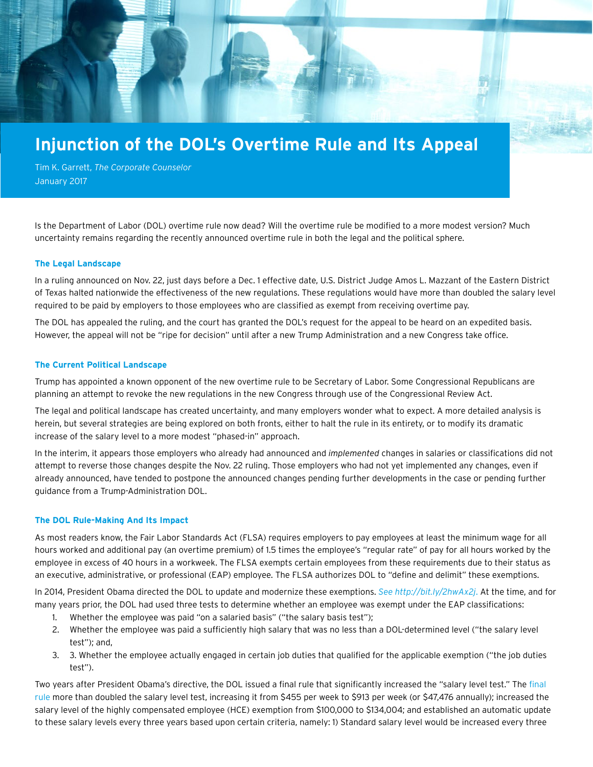# Injunction of the DOL's Overtime Rule and Its Appeal

Tim K. Garrett, *The Corporate Counselor*
January 2017

Is the Department of Labor (DOL) overtime rule now dead? Will the overtime rule be modified to a more modest version? Much uncertainty remains regarding the recently announced overtime rule in both the legal and the political sphere.

### The Legal Landscape

In a ruling announced on Nov. 22, just days before a Dec. 1 effective date, U.S. District Judge Amos L. Mazzant of the Eastern District of Texas halted nationwide the effectiveness of the new regulations. These regulations would have more than doubled the salary level required to be paid by employers to those employees who are classified as exempt from receiving overtime pay.

The DOL has appealed the ruling, and the court has granted the DOL's request for the appeal to be heard on an expedited basis. However, the appeal will not be "ripe for decision" until after a new Trump Administration and a new Congress take office.

### The Current Political Landscape

Trump has appointed a known opponent of the new overtime rule to be Secretary of Labor. Some Congressional Republicans are planning an attempt to revoke the new regulations in the new Congress through use of the Congressional Review Act.

The legal and political landscape has created uncertainty, and many employers wonder what to expect. A more detailed analysis is herein, but several strategies are being explored on both fronts, either to halt the rule in its entirety, or to modify its dramatic increase of the salary level to a more modest "phased-in" approach.

In the interim, it appears those employers who already had announced and *implemented* changes in salaries or classifications did not attempt to reverse those changes despite the Nov. 22 ruling. Those employers who had not yet implemented any changes, even if already announced, have tended to postpone the announced changes pending further developments in the case or pending further guidance from a Trump-Administration DOL.

### The DOL Rule-Making And Its Impact

As most readers know, the Fair Labor Standards Act (FLSA) requires employers to pay employees at least the minimum wage for all hours worked and additional pay (an overtime premium) of 1.5 times the employee's "regular rate" of pay for all hours worked by the employee in excess of 40 hours in a workweek. The FLSA exempts certain employees from these requirements due to their status as an executive, administrative, or professional (EAP) employee. The FLSA authorizes DOL to "define and delimit" these exemptions.

In 2014, President Obama directed the DOL to update and modernize these exemptions. *See http://bit.ly/2hwAx2j.* At the time, and for many years prior, the DOL had used three tests to determine whether an employee was exempt under the EAP classifications:

1. Whether the employee was paid "on a salaried basis" ("the salary basis test");
2. Whether the employee was paid a sufficiently high salary that was no less than a DOL-determined level ("the salary level test"); and,
3. 3. Whether the employee actually engaged in certain job duties that qualified for the applicable exemption ("the job duties test").

Two years after President Obama's directive, the DOL issued a final rule that significantly increased the "salary level test." The final rule more than doubled the salary level test, increasing it from $455 per week to $913 per week (or $47,476 annually); increased the salary level of the highly compensated employee (HCE) exemption from $100,000 to $134,004; and established an automatic update to these salary levels every three years based upon certain criteria, namely: 1) Standard salary level would be increased every three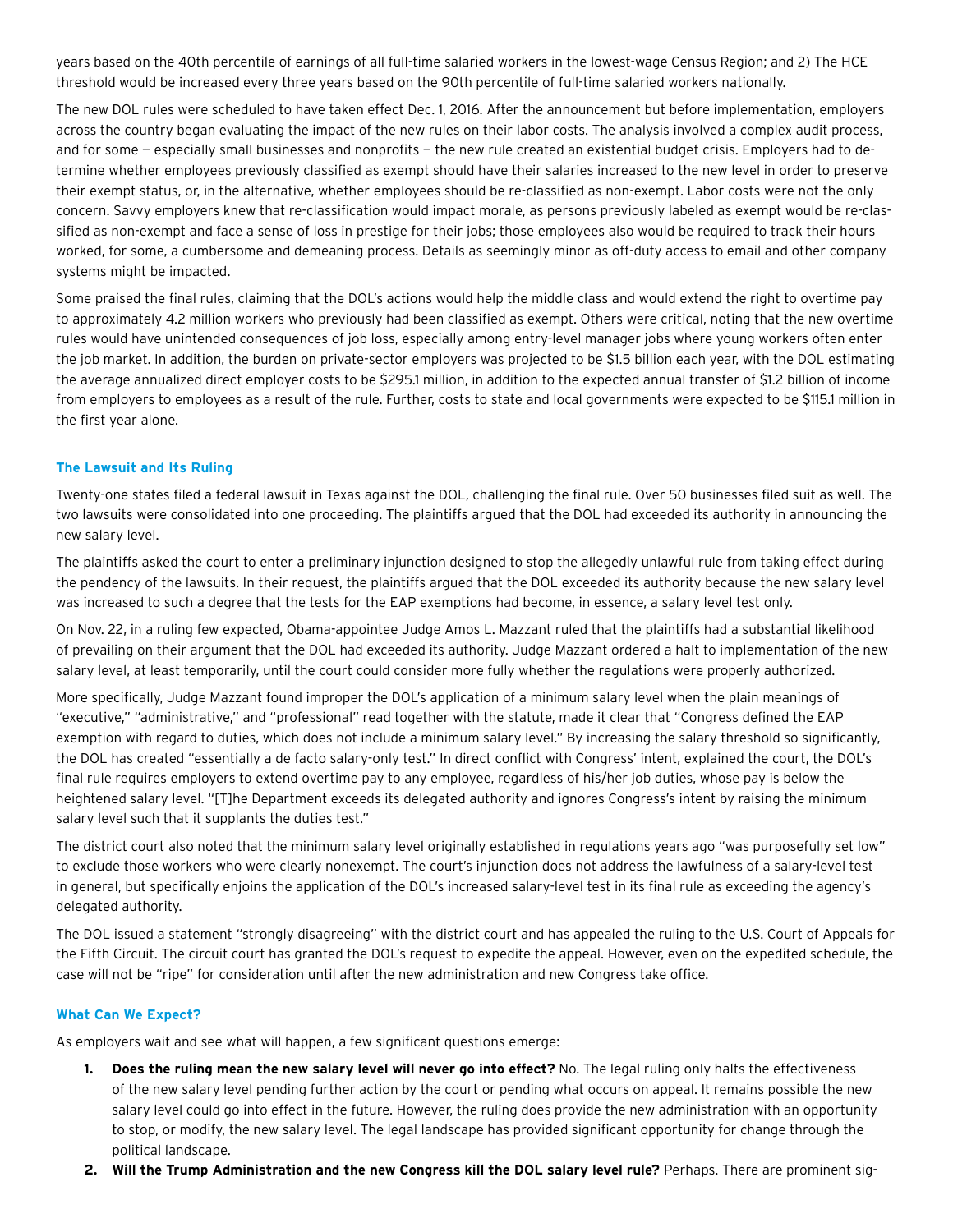years based on the 40th percentile of earnings of all full-time salaried workers in the lowest-wage Census Region; and 2) The HCE threshold would be increased every three years based on the 90th percentile of full-time salaried workers nationally.

The new DOL rules were scheduled to have taken effect Dec. 1, 2016. After the announcement but before implementation, employers across the country began evaluating the impact of the new rules on their labor costs. The analysis involved a complex audit process, and for some — especially small businesses and nonprofits — the new rule created an existential budget crisis. Employers had to determine whether employees previously classified as exempt should have their salaries increased to the new level in order to preserve their exempt status, or, in the alternative, whether employees should be re-classified as non-exempt. Labor costs were not the only concern. Savvy employers knew that re-classification would impact morale, as persons previously labeled as exempt would be re-classified as non-exempt and face a sense of loss in prestige for their jobs; those employees also would be required to track their hours worked, for some, a cumbersome and demeaning process. Details as seemingly minor as off-duty access to email and other company systems might be impacted.

Some praised the final rules, claiming that the DOL's actions would help the middle class and would extend the right to overtime pay to approximately 4.2 million workers who previously had been classified as exempt. Others were critical, noting that the new overtime rules would have unintended consequences of job loss, especially among entry-level manager jobs where young workers often enter the job market. In addition, the burden on private-sector employers was projected to be $1.5 billion each year, with the DOL estimating the average annualized direct employer costs to be $295.1 million, in addition to the expected annual transfer of $1.2 billion of income from employers to employees as a result of the rule. Further, costs to state and local governments were expected to be $115.1 million in the first year alone.

### The Lawsuit and Its Ruling

Twenty-one states filed a federal lawsuit in Texas against the DOL, challenging the final rule. Over 50 businesses filed suit as well. The two lawsuits were consolidated into one proceeding. The plaintiffs argued that the DOL had exceeded its authority in announcing the new salary level.

The plaintiffs asked the court to enter a preliminary injunction designed to stop the allegedly unlawful rule from taking effect during the pendency of the lawsuits. In their request, the plaintiffs argued that the DOL exceeded its authority because the new salary level was increased to such a degree that the tests for the EAP exemptions had become, in essence, a salary level test only.

On Nov. 22, in a ruling few expected, Obama-appointee Judge Amos L. Mazzant ruled that the plaintiffs had a substantial likelihood of prevailing on their argument that the DOL had exceeded its authority. Judge Mazzant ordered a halt to implementation of the new salary level, at least temporarily, until the court could consider more fully whether the regulations were properly authorized.

More specifically, Judge Mazzant found improper the DOL's application of a minimum salary level when the plain meanings of "executive," "administrative," and "professional" read together with the statute, made it clear that "Congress defined the EAP exemption with regard to duties, which does not include a minimum salary level." By increasing the salary threshold so significantly, the DOL has created "essentially a de facto salary-only test." In direct conflict with Congress' intent, explained the court, the DOL's final rule requires employers to extend overtime pay to any employee, regardless of his/her job duties, whose pay is below the heightened salary level. "[T]he Department exceeds its delegated authority and ignores Congress's intent by raising the minimum salary level such that it supplants the duties test."

The district court also noted that the minimum salary level originally established in regulations years ago "was purposefully set low" to exclude those workers who were clearly nonexempt. The court's injunction does not address the lawfulness of a salary-level test in general, but specifically enjoins the application of the DOL's increased salary-level test in its final rule as exceeding the agency's delegated authority.

The DOL issued a statement "strongly disagreeing" with the district court and has appealed the ruling to the U.S. Court of Appeals for the Fifth Circuit. The circuit court has granted the DOL's request to expedite the appeal. However, even on the expedited schedule, the case will not be "ripe" for consideration until after the new administration and new Congress take office.

### What Can We Expect?

As employers wait and see what will happen, a few significant questions emerge:

1. **Does the ruling mean the new salary level will never go into effect?** No. The legal ruling only halts the effectiveness of the new salary level pending further action by the court or pending what occurs on appeal. It remains possible the new salary level could go into effect in the future. However, the ruling does provide the new administration with an opportunity to stop, or modify, the new salary level. The legal landscape has provided significant opportunity for change through the political landscape.
2. **Will the Trump Administration and the new Congress kill the DOL salary level rule?** Perhaps. There are prominent sig-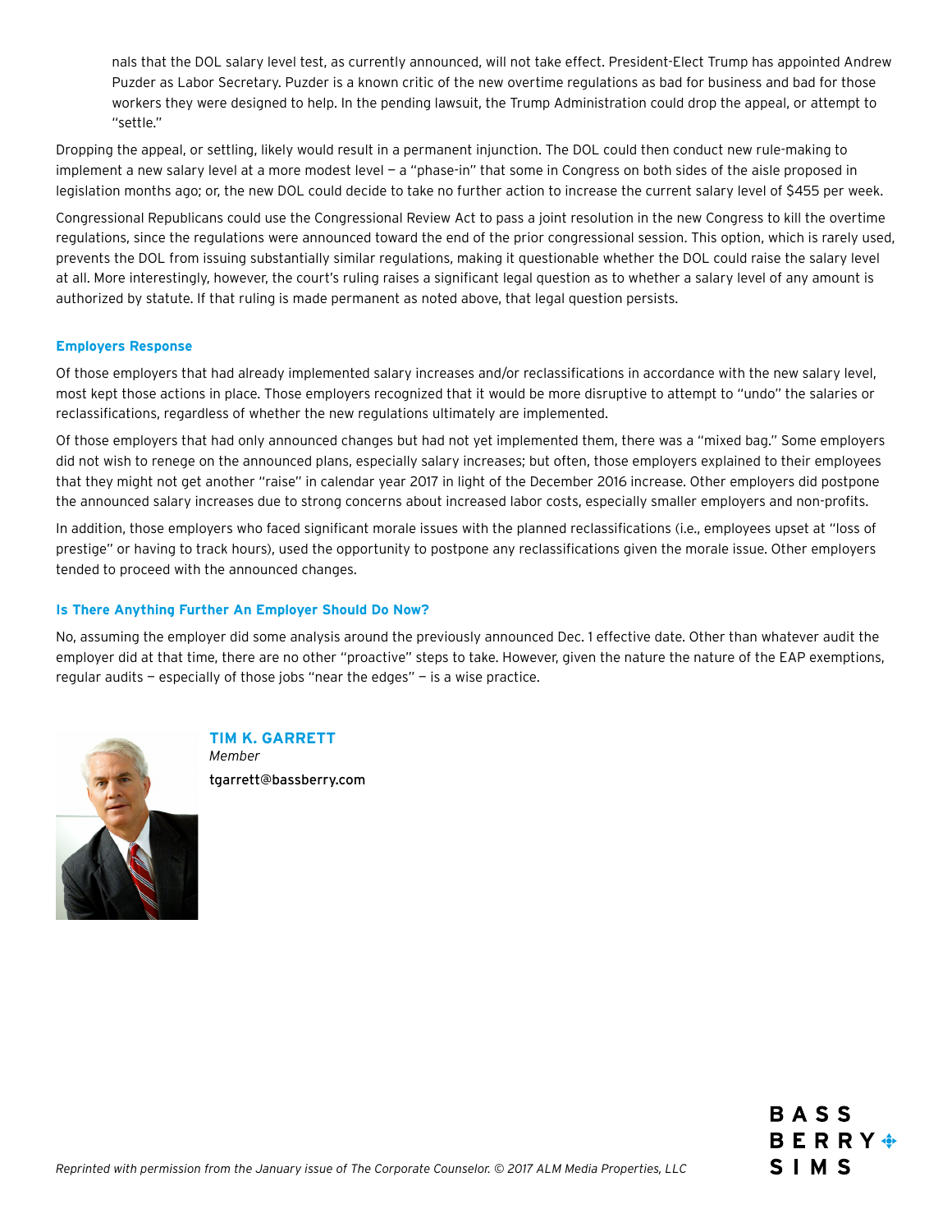nals that the DOL salary level test, as currently announced, will not take effect. President-Elect Trump has appointed Andrew Puzder as Labor Secretary. Puzder is a known critic of the new overtime regulations as bad for business and bad for those workers they were designed to help. In the pending lawsuit, the Trump Administration could drop the appeal, or attempt to "settle."

Dropping the appeal, or settling, likely would result in a permanent injunction. The DOL could then conduct new rule-making to implement a new salary level at a more modest level — a "phase-in" that some in Congress on both sides of the aisle proposed in legislation months ago; or, the new DOL could decide to take no further action to increase the current salary level of $455 per week.

Congressional Republicans could use the Congressional Review Act to pass a joint resolution in the new Congress to kill the overtime regulations, since the regulations were announced toward the end of the prior congressional session. This option, which is rarely used, prevents the DOL from issuing substantially similar regulations, making it questionable whether the DOL could raise the salary level at all. More interestingly, however, the court's ruling raises a significant legal question as to whether a salary level of any amount is authorized by statute. If that ruling is made permanent as noted above, that legal question persists.

## Employers Response

Of those employers that had already implemented salary increases and/or reclassifications in accordance with the new salary level, most kept those actions in place. Those employers recognized that it would be more disruptive to attempt to "undo" the salaries or reclassifications, regardless of whether the new regulations ultimately are implemented.

Of those employers that had only announced changes but had not yet implemented them, there was a "mixed bag." Some employers did not wish to renege on the announced plans, especially salary increases; but often, those employers explained to their employees that they might not get another "raise" in calendar year 2017 in light of the December 2016 increase. Other employers did postpone the announced salary increases due to strong concerns about increased labor costs, especially smaller employers and non-profits.

In addition, those employers who faced significant morale issues with the planned reclassifications (i.e., employees upset at "loss of prestige" or having to track hours), used the opportunity to postpone any reclassifications given the morale issue. Other employers tended to proceed with the announced changes.

## Is There Anything Further An Employer Should Do Now?

No, assuming the employer did some analysis around the previously announced Dec. 1 effective date. Other than whatever audit the employer did at that time, there are no other "proactive" steps to take. However, given the nature the nature of the EAP exemptions, regular audits — especially of those jobs "near the edges" — is a wise practice.

**TIM K. GARRETT**
*Member*
tgarrett@bassberry.com

*Reprinted with permission from the January issue of The Corporate Counselor. © 2017 ALM Media Properties, LLC*